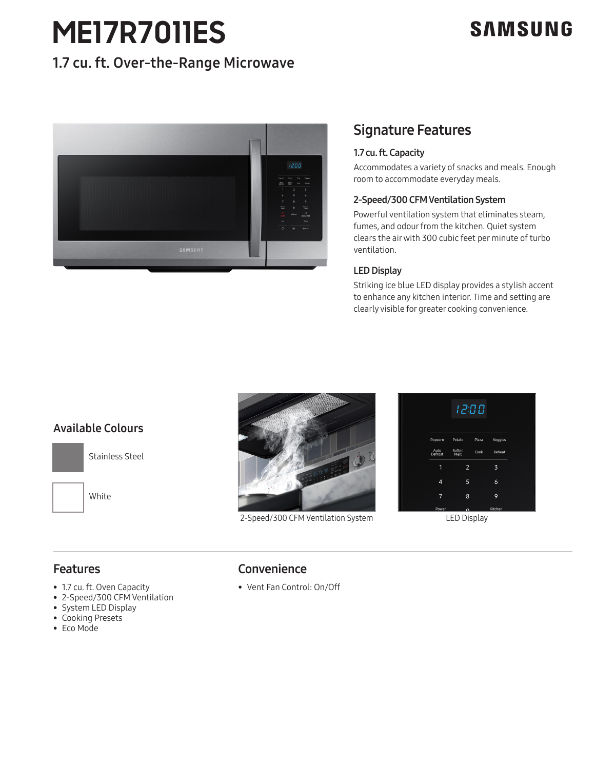# ME17R7011ES

SAMSUNG

## 1.7 cu. ft. Over-the-Range Microwave

## Signature Features

### 1.7 cu. ft. Capacity

Accommodates a variety of snacks and meals. Enough room to accommodate everyday meals.

### 2-Speed/300 CFM Ventilation System

Powerful ventilation system that eliminates steam, fumes, and odour from the kitchen. Quiet system clears the air with 300 cubic feet per minute of turbo ventilation.

### LED Display

Striking ice blue LED display provides a stylish accent to enhance any kitchen interior. Time and setting are clearly visible for greater cooking convenience.

## Available Colours

- Stainless Steel
- White

2-Speed/300 CFM Ventilation System

LED Display

## Features

- 1.7 cu. ft. Oven Capacity
- 2-Speed/300 CFM Ventilation
- System LED Display
- Cooking Presets
- Eco Mode

## Convenience

- Vent Fan Control: On/Off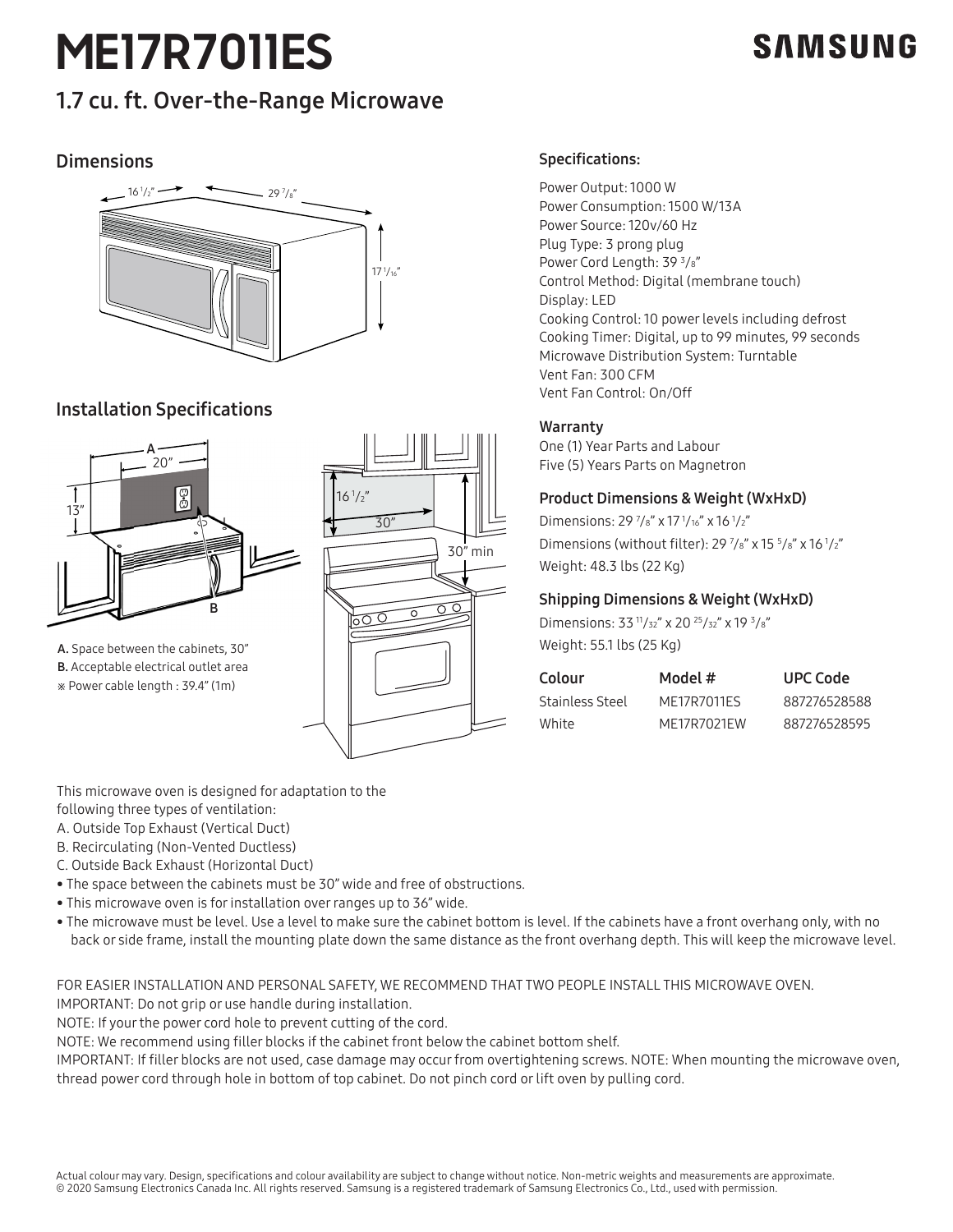# ME17R7011ES

SAMSUNG

## 1.7 cu. ft. Over-the-Range Microwave

### Dimensions

16 1/2"
29 7/8"
17 1/16"

### Installation Specifications

A
20"
13"
B
16 1/2"
30"
30" min

A. Space between the cabinets, 30"
B. Acceptable electrical outlet area
※ Power cable length : 39.4" (1m)

### Specifications:

Power Output: 1000 W
Power Consumption: 1500 W/13A
Power Source: 120v/60 Hz
Plug Type: 3 prong plug
Power Cord Length: 39 3/8"
Control Method: Digital (membrane touch)
Display: LED
Cooking Control: 10 power levels including defrost
Cooking Timer: Digital, up to 99 minutes, 99 seconds
Microwave Distribution System: Turntable
Vent Fan: 300 CFM
Vent Fan Control: On/Off

### Warranty

One (1) Year Parts and Labour
Five (5) Years Parts on Magnetron

### Product Dimensions & Weight (WxHxD)

Dimensions: 29 7/8" x 17 1/16" x 16 1/2"
Dimensions (without filter): 29 7/8" x 15 5/8" x 16 1/2"
Weight: 48.3 lbs (22 Kg)

### Shipping Dimensions & Weight (WxHxD)

Dimensions: 33 11/32" x 20 25/32" x 19 3/8"
Weight: 55.1 lbs (25 Kg)

| Colour | Model # | UPC Code |
|---|---|---|
| Stainless Steel | ME17R7011ES | 887276528588 |
| White | ME17R7021EW | 887276528595 |

This microwave oven is designed for adaptation to the following three types of ventilation:
A. Outside Top Exhaust (Vertical Duct)
B. Recirculating (Non-Vented Ductless)
C. Outside Back Exhaust (Horizontal Duct)

- The space between the cabinets must be 30" wide and free of obstructions.
- This microwave oven is for installation over ranges up to 36" wide.
- The microwave must be level. Use a level to make sure the cabinet bottom is level. If the cabinets have a front overhang only, with no back or side frame, install the mounting plate down the same distance as the front overhang depth. This will keep the microwave level.

FOR EASIER INSTALLATION AND PERSONAL SAFETY, WE RECOMMEND THAT TWO PEOPLE INSTALL THIS MICROWAVE OVEN.
IMPORTANT: Do not grip or use handle during installation.
NOTE: If your the power cord hole to prevent cutting of the cord.
NOTE: We recommend using filler blocks if the cabinet front below the cabinet bottom shelf.
IMPORTANT: If filler blocks are not used, case damage may occur from overtightening screws. NOTE: When mounting the microwave oven, thread power cord through hole in bottom of top cabinet. Do not pinch cord or lift oven by pulling cord.

Actual colour may vary. Design, specifications and colour availability are subject to change without notice. Non-metric weights and measurements are approximate.
© 2020 Samsung Electronics Canada Inc. All rights reserved. Samsung is a registered trademark of Samsung Electronics Co., Ltd., used with permission.